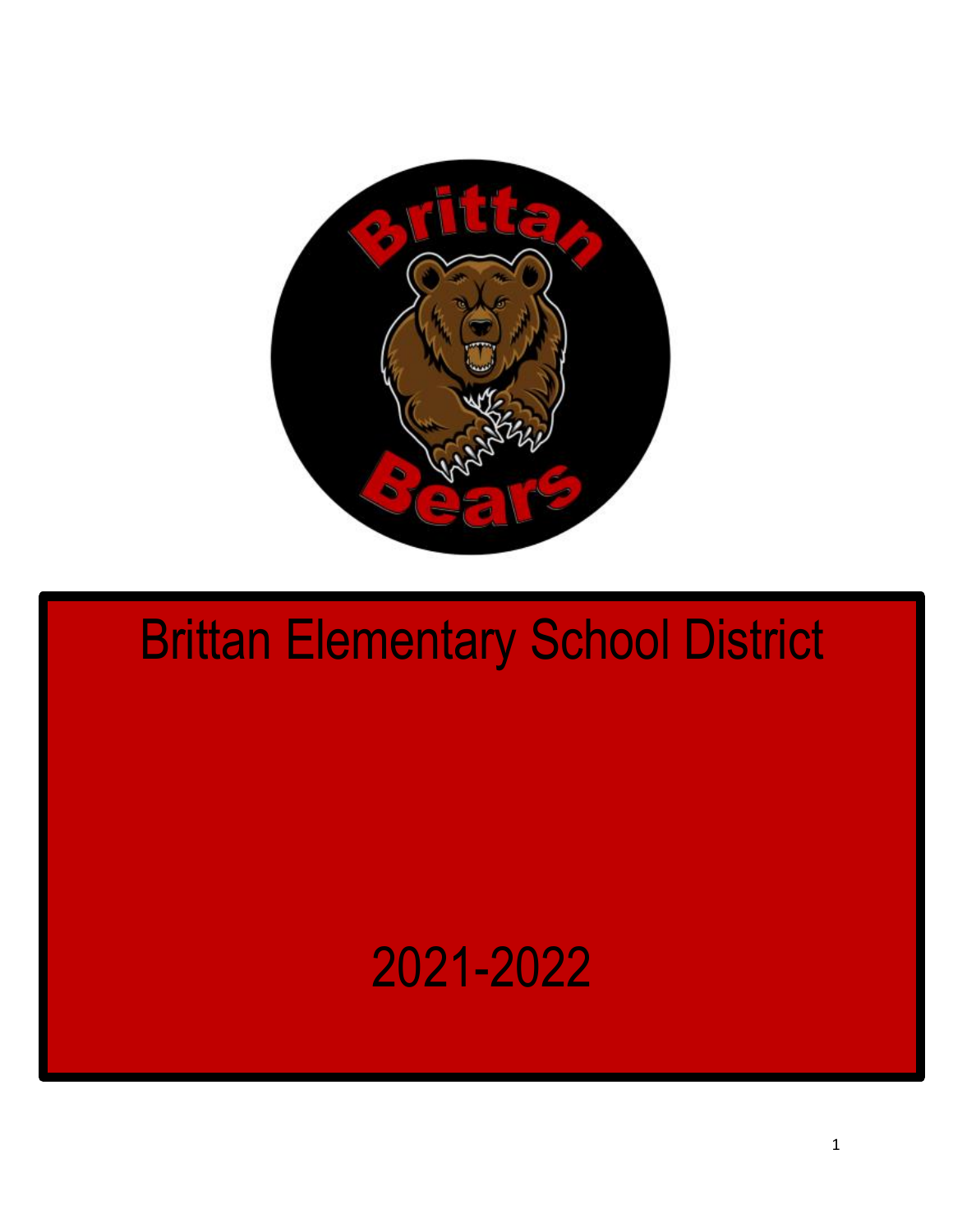# Brittan Elementary School District

2021-2022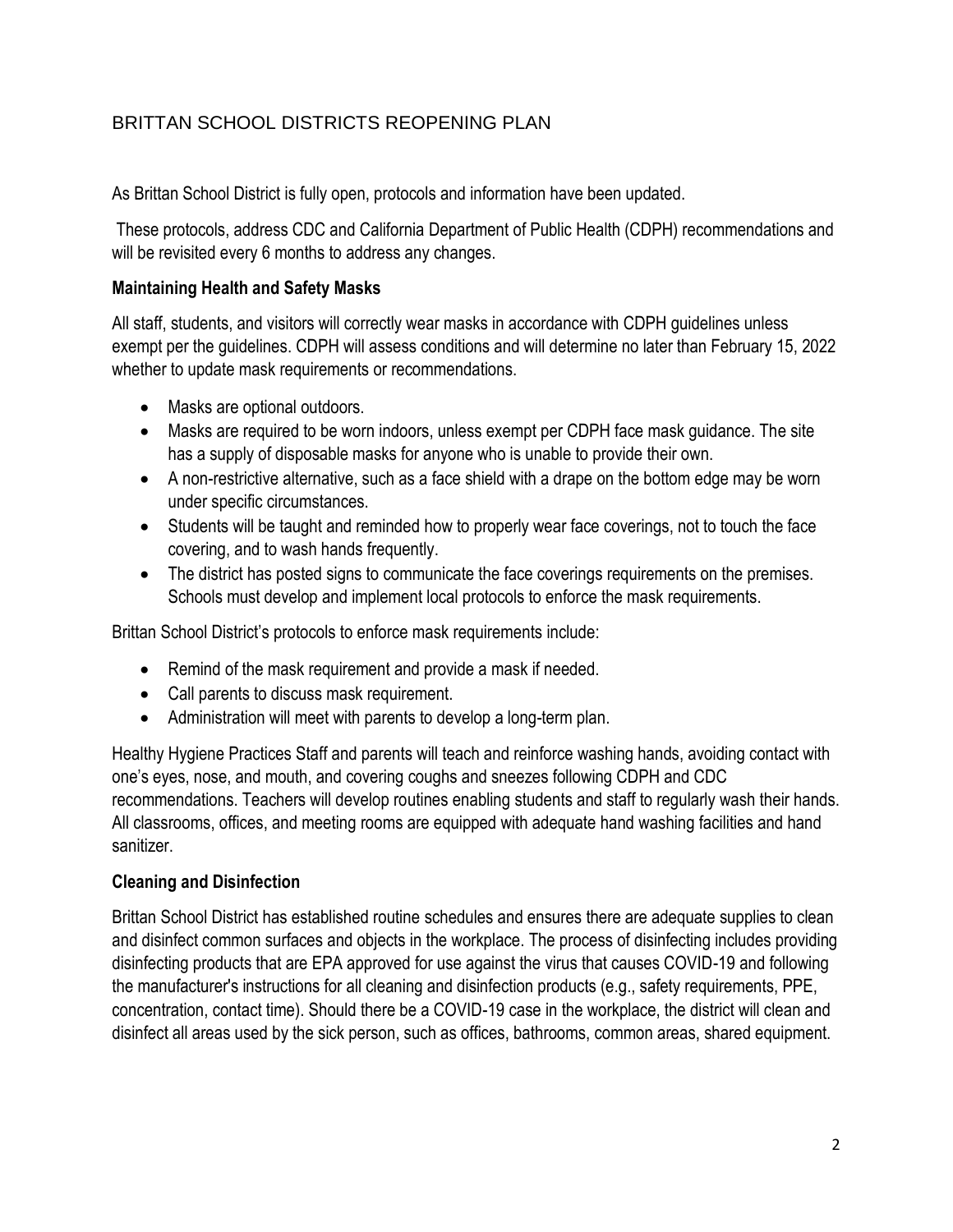# BRITTAN SCHOOL DISTRICTS REOPENING PLAN

As Brittan School District is fully open, protocols and information have been updated.

These protocols, address CDC and California Department of Public Health (CDPH) recommendations and will be revisited every 6 months to address any changes.

**Maintaining Health and Safety Masks**

All staff, students, and visitors will correctly wear masks in accordance with CDPH guidelines unless exempt per the guidelines. CDPH will assess conditions and will determine no later than February 15, 2022 whether to update mask requirements or recommendations.

- Masks are optional outdoors.
- Masks are required to be worn indoors, unless exempt per CDPH face mask guidance. The site has a supply of disposable masks for anyone who is unable to provide their own.
- A non-restrictive alternative, such as a face shield with a drape on the bottom edge may be worn under specific circumstances.
- Students will be taught and reminded how to properly wear face coverings, not to touch the face covering, and to wash hands frequently.
- The district has posted signs to communicate the face coverings requirements on the premises. Schools must develop and implement local protocols to enforce the mask requirements.

Brittan School District's protocols to enforce mask requirements include:

- Remind of the mask requirement and provide a mask if needed.
- Call parents to discuss mask requirement.
- Administration will meet with parents to develop a long-term plan.

Healthy Hygiene Practices Staff and parents will teach and reinforce washing hands, avoiding contact with one's eyes, nose, and mouth, and covering coughs and sneezes following CDPH and CDC recommendations. Teachers will develop routines enabling students and staff to regularly wash their hands. All classrooms, offices, and meeting rooms are equipped with adequate hand washing facilities and hand sanitizer.

**Cleaning and Disinfection**

Brittan School District has established routine schedules and ensures there are adequate supplies to clean and disinfect common surfaces and objects in the workplace. The process of disinfecting includes providing disinfecting products that are EPA approved for use against the virus that causes COVID-19 and following the manufacturer's instructions for all cleaning and disinfection products (e.g., safety requirements, PPE, concentration, contact time). Should there be a COVID-19 case in the workplace, the district will clean and disinfect all areas used by the sick person, such as offices, bathrooms, common areas, shared equipment.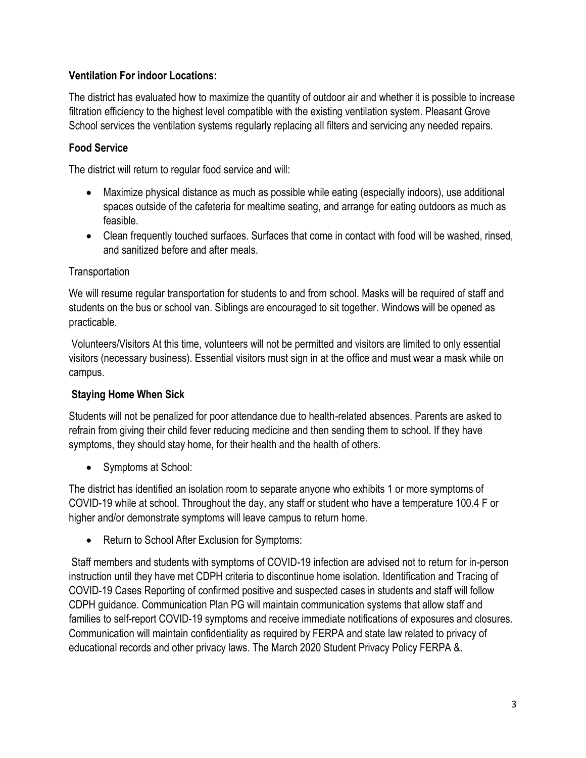**Ventilation For indoor Locations:**

The district has evaluated how to maximize the quantity of outdoor air and whether it is possible to increase filtration efficiency to the highest level compatible with the existing ventilation system. Pleasant Grove School services the ventilation systems regularly replacing all filters and servicing any needed repairs.

**Food Service**

The district will return to regular food service and will:

- Maximize physical distance as much as possible while eating (especially indoors), use additional spaces outside of the cafeteria for mealtime seating, and arrange for eating outdoors as much as feasible.
- Clean frequently touched surfaces. Surfaces that come in contact with food will be washed, rinsed, and sanitized before and after meals.

Transportation

We will resume regular transportation for students to and from school. Masks will be required of staff and students on the bus or school van. Siblings are encouraged to sit together. Windows will be opened as practicable.

Volunteers/Visitors At this time, volunteers will not be permitted and visitors are limited to only essential visitors (necessary business). Essential visitors must sign in at the office and must wear a mask while on campus.

**Staying Home When Sick**

Students will not be penalized for poor attendance due to health-related absences. Parents are asked to refrain from giving their child fever reducing medicine and then sending them to school. If they have symptoms, they should stay home, for their health and the health of others.

- Symptoms at School:

The district has identified an isolation room to separate anyone who exhibits 1 or more symptoms of COVID-19 while at school. Throughout the day, any staff or student who have a temperature 100.4 F or higher and/or demonstrate symptoms will leave campus to return home.

- Return to School After Exclusion for Symptoms:

Staff members and students with symptoms of COVID-19 infection are advised not to return for in-person instruction until they have met CDPH criteria to discontinue home isolation. Identification and Tracing of COVID-19 Cases Reporting of confirmed positive and suspected cases in students and staff will follow CDPH guidance. Communication Plan PG will maintain communication systems that allow staff and families to self-report COVID-19 symptoms and receive immediate notifications of exposures and closures. Communication will maintain confidentiality as required by FERPA and state law related to privacy of educational records and other privacy laws. The March 2020 Student Privacy Policy FERPA &.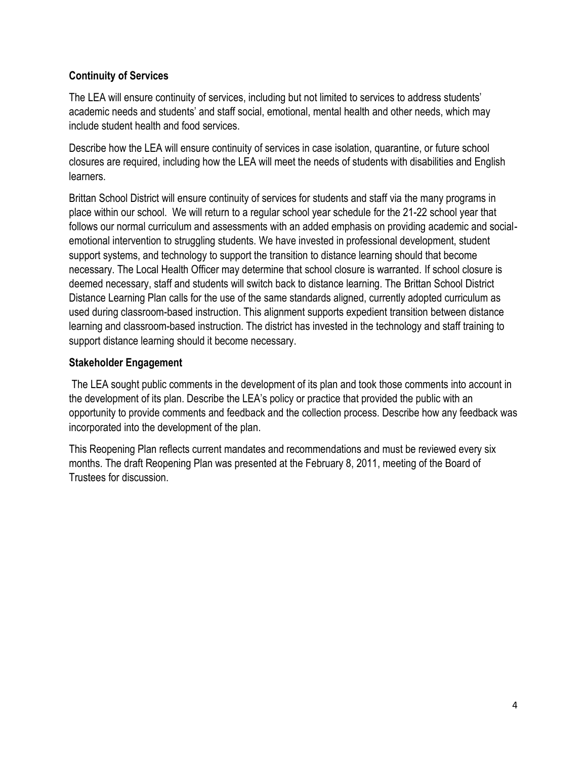### Continuity of Services

The LEA will ensure continuity of services, including but not limited to services to address students' academic needs and students' and staff social, emotional, mental health and other needs, which may include student health and food services.

Describe how the LEA will ensure continuity of services in case isolation, quarantine, or future school closures are required, including how the LEA will meet the needs of students with disabilities and English learners.

Brittan School District will ensure continuity of services for students and staff via the many programs in place within our school. We will return to a regular school year schedule for the 21-22 school year that follows our normal curriculum and assessments with an added emphasis on providing academic and social-emotional intervention to struggling students. We have invested in professional development, student support systems, and technology to support the transition to distance learning should that become necessary. The Local Health Officer may determine that school closure is warranted. If school closure is deemed necessary, staff and students will switch back to distance learning. The Brittan School District Distance Learning Plan calls for the use of the same standards aligned, currently adopted curriculum as used during classroom-based instruction. This alignment supports expedient transition between distance learning and classroom-based instruction. The district has invested in the technology and staff training to support distance learning should it become necessary.

### Stakeholder Engagement

The LEA sought public comments in the development of its plan and took those comments into account in the development of its plan. Describe the LEA's policy or practice that provided the public with an opportunity to provide comments and feedback and the collection process. Describe how any feedback was incorporated into the development of the plan.

This Reopening Plan reflects current mandates and recommendations and must be reviewed every six months. The draft Reopening Plan was presented at the February 8, 2011, meeting of the Board of Trustees for discussion.